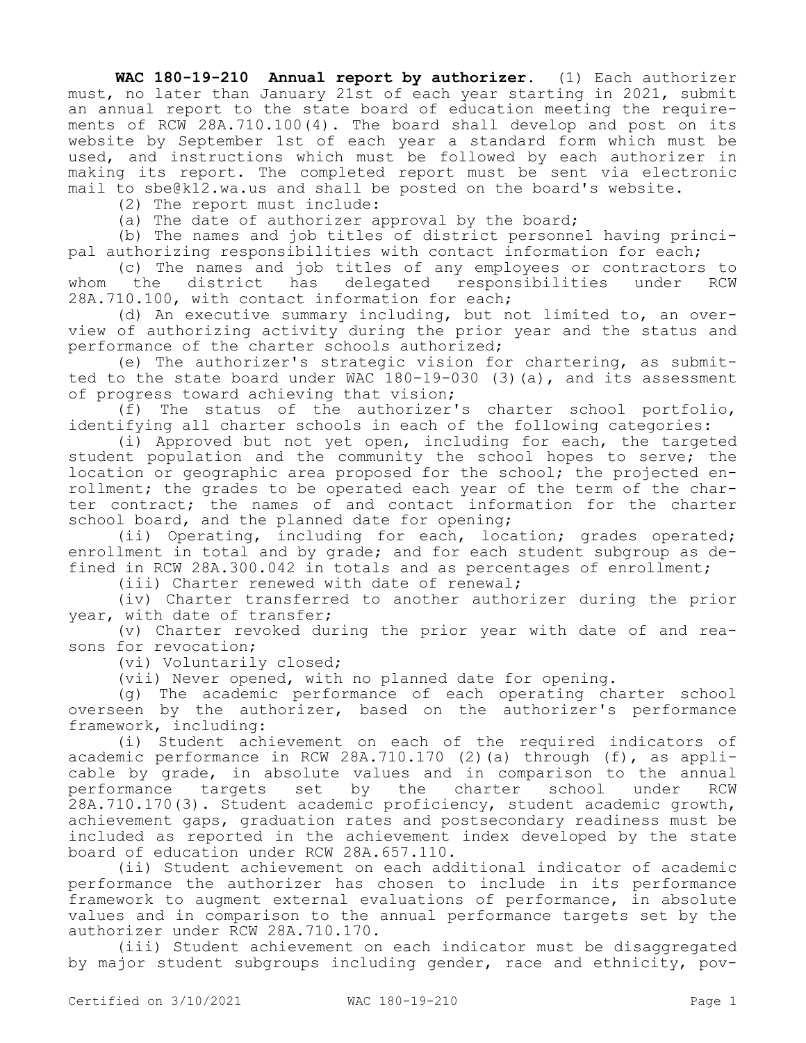**WAC 180-19-210 Annual report by authorizer.** (1) Each authorizer must, no later than January 21st of each year starting in 2021, submit an annual report to the state board of education meeting the requirements of RCW 28A.710.100(4). The board shall develop and post on its website by September 1st of each year a standard form which must be used, and instructions which must be followed by each authorizer in making its report. The completed report must be sent via electronic mail to sbe@k12.wa.us and shall be posted on the board's website.

(2) The report must include:

(a) The date of authorizer approval by the board;

(b) The names and job titles of district personnel having principal authorizing responsibilities with contact information for each;

(c) The names and job titles of any employees or contractors to whom the district has delegated responsibilities under RCW 28A.710.100, with contact information for each;

(d) An executive summary including, but not limited to, an overview of authorizing activity during the prior year and the status and performance of the charter schools authorized;

(e) The authorizer's strategic vision for chartering, as submitted to the state board under WAC 180-19-030 (3)(a), and its assessment of progress toward achieving that vision;

(f) The status of the authorizer's charter school portfolio, identifying all charter schools in each of the following categories:

(i) Approved but not yet open, including for each, the targeted student population and the community the school hopes to serve; the location or geographic area proposed for the school; the projected enrollment; the grades to be operated each year of the term of the charter contract; the names of and contact information for the charter school board, and the planned date for opening;

(ii) Operating, including for each, location; grades operated; enrollment in total and by grade; and for each student subgroup as defined in RCW 28A.300.042 in totals and as percentages of enrollment;

(iii) Charter renewed with date of renewal;

(iv) Charter transferred to another authorizer during the prior year, with date of transfer;

(v) Charter revoked during the prior year with date of and reasons for revocation;

(vi) Voluntarily closed;

(vii) Never opened, with no planned date for opening.

(g) The academic performance of each operating charter school overseen by the authorizer, based on the authorizer's performance framework, including:

(i) Student achievement on each of the required indicators of academic performance in RCW 28A.710.170 (2)(a) through (f), as applicable by grade, in absolute values and in comparison to the annual performance targets set by the charter school under RCW 28A.710.170(3). Student academic proficiency, student academic growth, achievement gaps, graduation rates and postsecondary readiness must be included as reported in the achievement index developed by the state board of education under RCW 28A.657.110.

(ii) Student achievement on each additional indicator of academic performance the authorizer has chosen to include in its performance framework to augment external evaluations of performance, in absolute values and in comparison to the annual performance targets set by the authorizer under RCW 28A.710.170.

(iii) Student achievement on each indicator must be disaggregated by major student subgroups including gender, race and ethnicity, pov-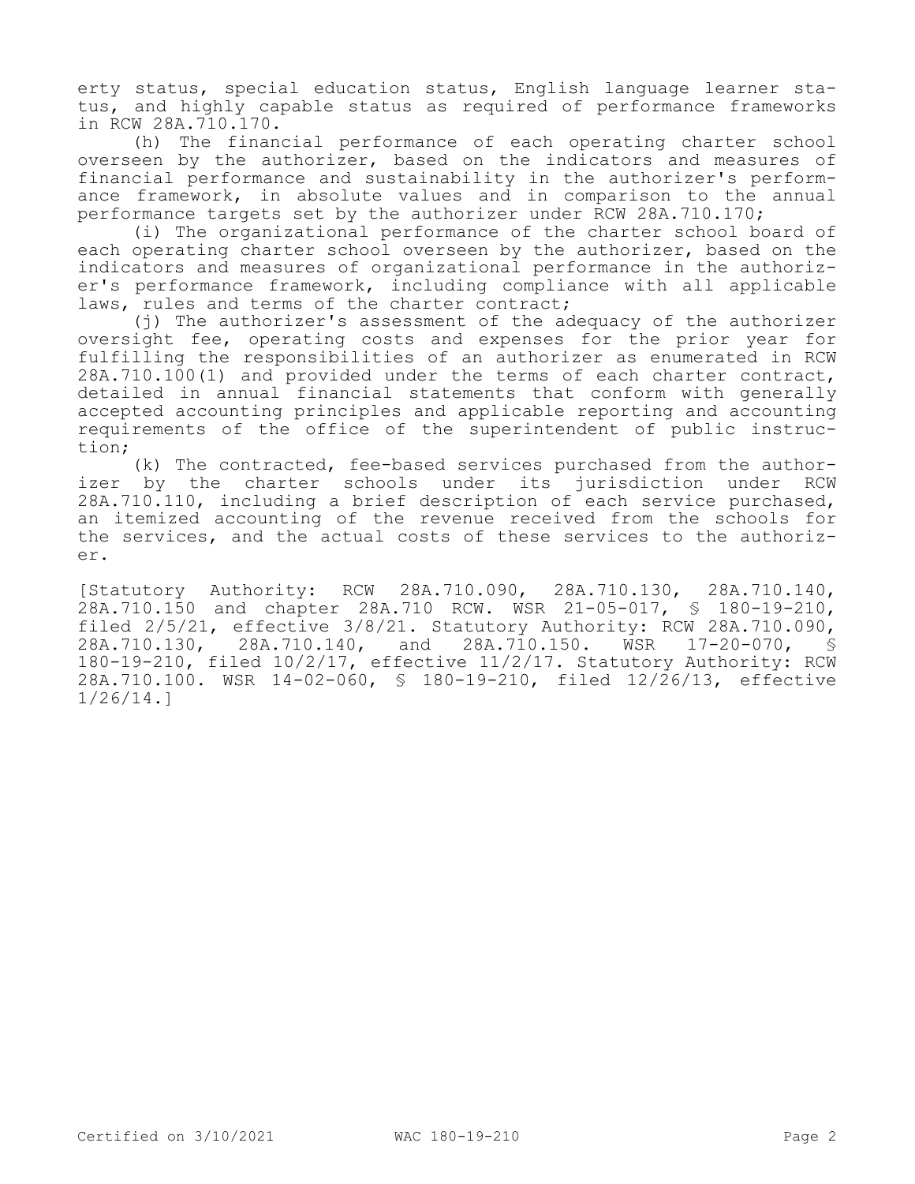erty status, special education status, English language learner status, and highly capable status as required of performance frameworks in RCW 28A.710.170.

(h) The financial performance of each operating charter school overseen by the authorizer, based on the indicators and measures of financial performance and sustainability in the authorizer's performance framework, in absolute values and in comparison to the annual performance targets set by the authorizer under RCW 28A.710.170;

(i) The organizational performance of the charter school board of each operating charter school overseen by the authorizer, based on the indicators and measures of organizational performance in the authorizer's performance framework, including compliance with all applicable laws, rules and terms of the charter contract;

(j) The authorizer's assessment of the adequacy of the authorizer oversight fee, operating costs and expenses for the prior year for fulfilling the responsibilities of an authorizer as enumerated in RCW 28A.710.100(1) and provided under the terms of each charter contract, detailed in annual financial statements that conform with generally accepted accounting principles and applicable reporting and accounting requirements of the office of the superintendent of public instruction;

(k) The contracted, fee-based services purchased from the authorizer by the charter schools under its jurisdiction under RCW 28A.710.110, including a brief description of each service purchased, an itemized accounting of the revenue received from the schools for the services, and the actual costs of these services to the authorizer.

[Statutory Authority: RCW 28A.710.090, 28A.710.130, 28A.710.140, 28A.710.150 and chapter 28A.710 RCW. WSR 21-05-017, § 180-19-210, filed 2/5/21, effective 3/8/21. Statutory Authority: RCW 28A.710.090, 28A.710.130, 28A.710.140, and 28A.710.150. WSR 17-20-070, § 180-19-210, filed 10/2/17, effective 11/2/17. Statutory Authority: RCW 28A.710.100. WSR 14-02-060, § 180-19-210, filed 12/26/13, effective 1/26/14.]